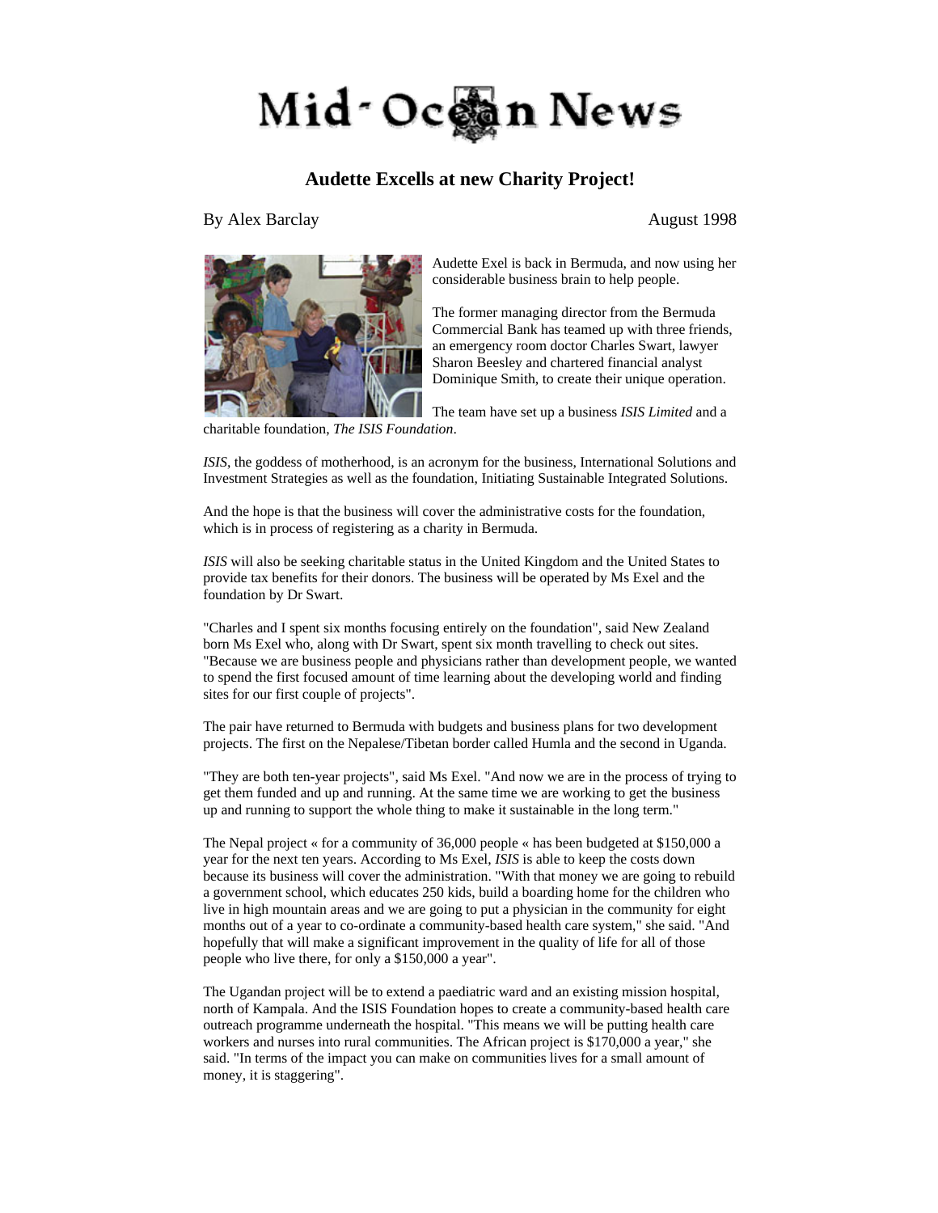# Mid-Ocean News

## Audette Excells at new Charity Project!

By Alex Barclay

August 1998

Audette Exel is back in Bermuda, and now using her considerable business brain to help people.

The former managing director from the Bermuda Commercial Bank has teamed up with three friends, an emergency room doctor Charles Swart, lawyer Sharon Beesley and chartered financial analyst Dominique Smith, to create their unique operation.

The team have set up a business *ISIS Limited* and a charitable foundation, *The ISIS Foundation*.

*ISIS*, the goddess of motherhood, is an acronym for the business, International Solutions and Investment Strategies as well as the foundation, Initiating Sustainable Integrated Solutions.

And the hope is that the business will cover the administrative costs for the foundation, which is in process of registering as a charity in Bermuda.

*ISIS* will also be seeking charitable status in the United Kingdom and the United States to provide tax benefits for their donors. The business will be operated by Ms Exel and the foundation by Dr Swart.

"Charles and I spent six months focusing entirely on the foundation", said New Zealand born Ms Exel who, along with Dr Swart, spent six month travelling to check out sites. "Because we are business people and physicians rather than development people, we wanted to spend the first focused amount of time learning about the developing world and finding sites for our first couple of projects".

The pair have returned to Bermuda with budgets and business plans for two development projects. The first on the Nepalese/Tibetan border called Humla and the second in Uganda.

"They are both ten-year projects", said Ms Exel. "And now we are in the process of trying to get them funded and up and running. At the same time we are working to get the business up and running to support the whole thing to make it sustainable in the long term."

The Nepal project « for a community of 36,000 people « has been budgeted at $150,000 a year for the next ten years. According to Ms Exel, *ISIS* is able to keep the costs down because its business will cover the administration. "With that money we are going to rebuild a government school, which educates 250 kids, build a boarding home for the children who live in high mountain areas and we are going to put a physician in the community for eight months out of a year to co-ordinate a community-based health care system," she said. "And hopefully that will make a significant improvement in the quality of life for all of those people who live there, for only a $150,000 a year".

The Ugandan project will be to extend a paediatric ward and an existing mission hospital, north of Kampala. And the ISIS Foundation hopes to create a community-based health care outreach programme underneath the hospital. "This means we will be putting health care workers and nurses into rural communities. The African project is $170,000 a year," she said. "In terms of the impact you can make on communities lives for a small amount of money, it is staggering".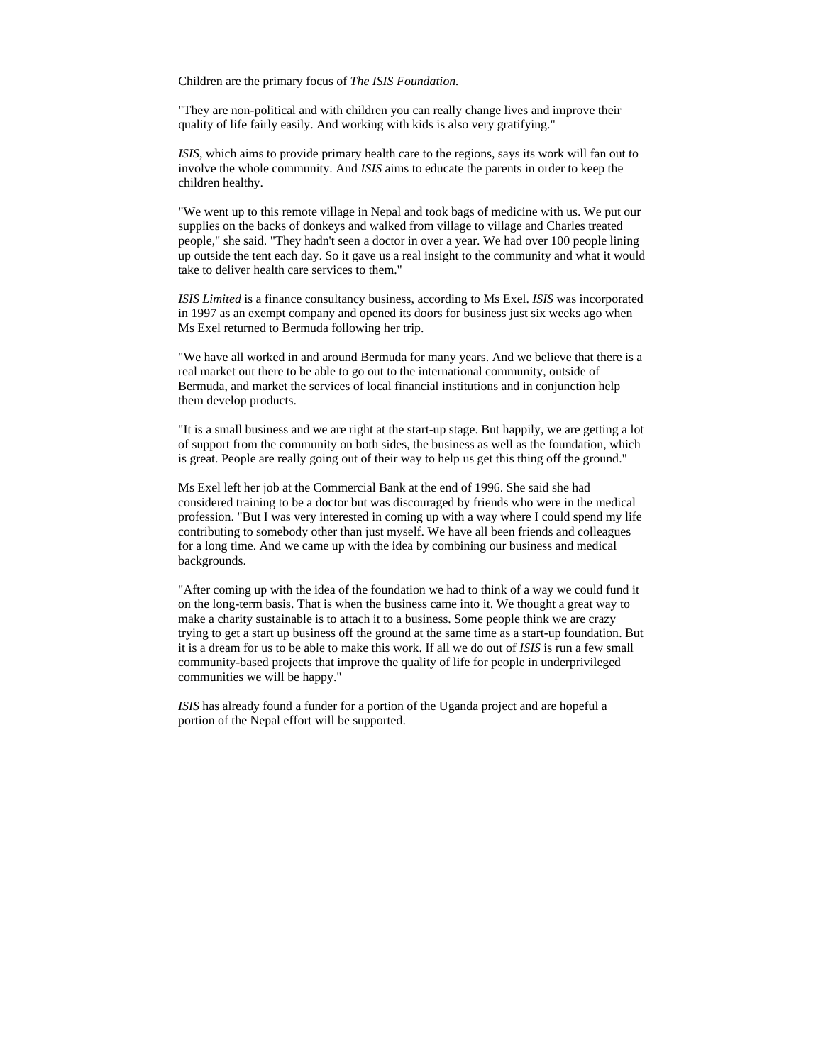Children are the primary focus of *The ISIS Foundation.*

"They are non-political and with children you can really change lives and improve their quality of life fairly easily. And working with kids is also very gratifying."

*ISIS*, which aims to provide primary health care to the regions, says its work will fan out to involve the whole community. And *ISIS* aims to educate the parents in order to keep the children healthy.

"We went up to this remote village in Nepal and took bags of medicine with us. We put our supplies on the backs of donkeys and walked from village to village and Charles treated people," she said. "They hadn't seen a doctor in over a year. We had over 100 people lining up outside the tent each day. So it gave us a real insight to the community and what it would take to deliver health care services to them."

*ISIS Limited* is a finance consultancy business, according to Ms Exel. *ISIS* was incorporated in 1997 as an exempt company and opened its doors for business just six weeks ago when Ms Exel returned to Bermuda following her trip.

"We have all worked in and around Bermuda for many years. And we believe that there is a real market out there to be able to go out to the international community, outside of Bermuda, and market the services of local financial institutions and in conjunction help them develop products.

"It is a small business and we are right at the start-up stage. But happily, we are getting a lot of support from the community on both sides, the business as well as the foundation, which is great. People are really going out of their way to help us get this thing off the ground."

Ms Exel left her job at the Commercial Bank at the end of 1996. She said she had considered training to be a doctor but was discouraged by friends who were in the medical profession. "But I was very interested in coming up with a way where I could spend my life contributing to somebody other than just myself. We have all been friends and colleagues for a long time. And we came up with the idea by combining our business and medical backgrounds.

"After coming up with the idea of the foundation we had to think of a way we could fund it on the long-term basis. That is when the business came into it. We thought a great way to make a charity sustainable is to attach it to a business. Some people think we are crazy trying to get a start up business off the ground at the same time as a start-up foundation. But it is a dream for us to be able to make this work. If all we do out of *ISIS* is run a few small community-based projects that improve the quality of life for people in underprivileged communities we will be happy."

*ISIS* has already found a funder for a portion of the Uganda project and are hopeful a portion of the Nepal effort will be supported.